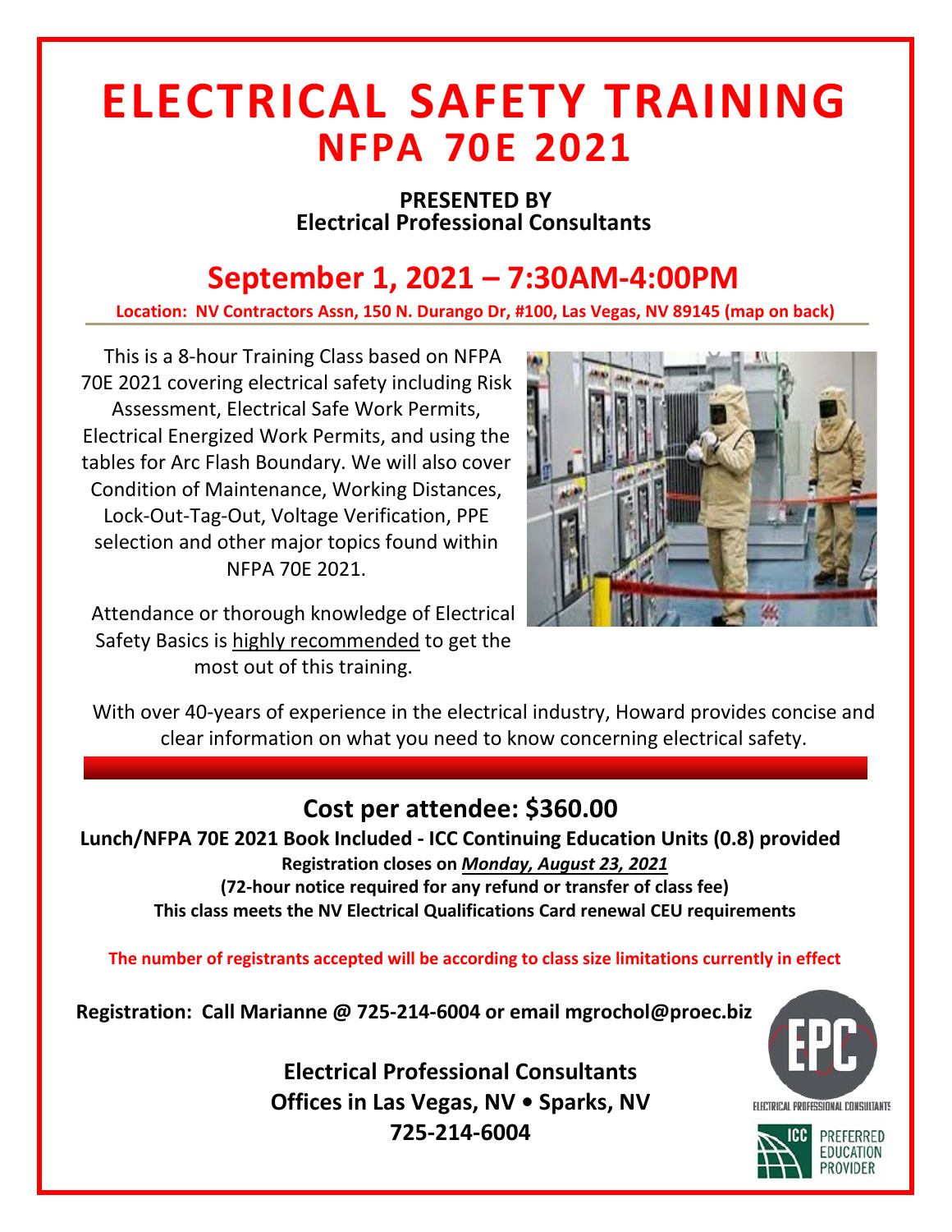# ELECTRICAL SAFETY TRAINING
# NFPA 70E 2021

**PRESENTED BY**
**Electrical Professional Consultants**

## September 1, 2021 – 7:30AM-4:00PM

**Location: NV Contractors Assn, 150 N. Durango Dr, #100, Las Vegas, NV 89145 (map on back)**

This is a 8-hour Training Class based on NFPA 70E 2021 covering electrical safety including Risk Assessment, Electrical Safe Work Permits, Electrical Energized Work Permits, and using the tables for Arc Flash Boundary. We will also cover Condition of Maintenance, Working Distances, Lock-Out-Tag-Out, Voltage Verification, PPE selection and other major topics found within NFPA 70E 2021.

Attendance or thorough knowledge of Electrical Safety Basics is highly recommended to get the most out of this training.

With over 40-years of experience in the electrical industry, Howard provides concise and clear information on what you need to know concerning electrical safety.

## Cost per attendee: $360.00

**Lunch/NFPA 70E 2021 Book Included - ICC Continuing Education Units (0.8) provided**

**Registration closes on *Monday, August 23, 2021***

**(72-hour notice required for any refund or transfer of class fee)**

**This class meets the NV Electrical Qualifications Card renewal CEU requirements**

**The number of registrants accepted will be according to class size limitations currently in effect**

**Registration: Call Marianne @ 725-214-6004 or email mgrochol@proec.biz**

**Electrical Professional Consultants**
**Offices in Las Vegas, NV • Sparks, NV**
**725-214-6004**

EPC
ELECTRICAL PROFESSIONAL CONSULTANTS

ICC PREFERRED EDUCATION PROVIDER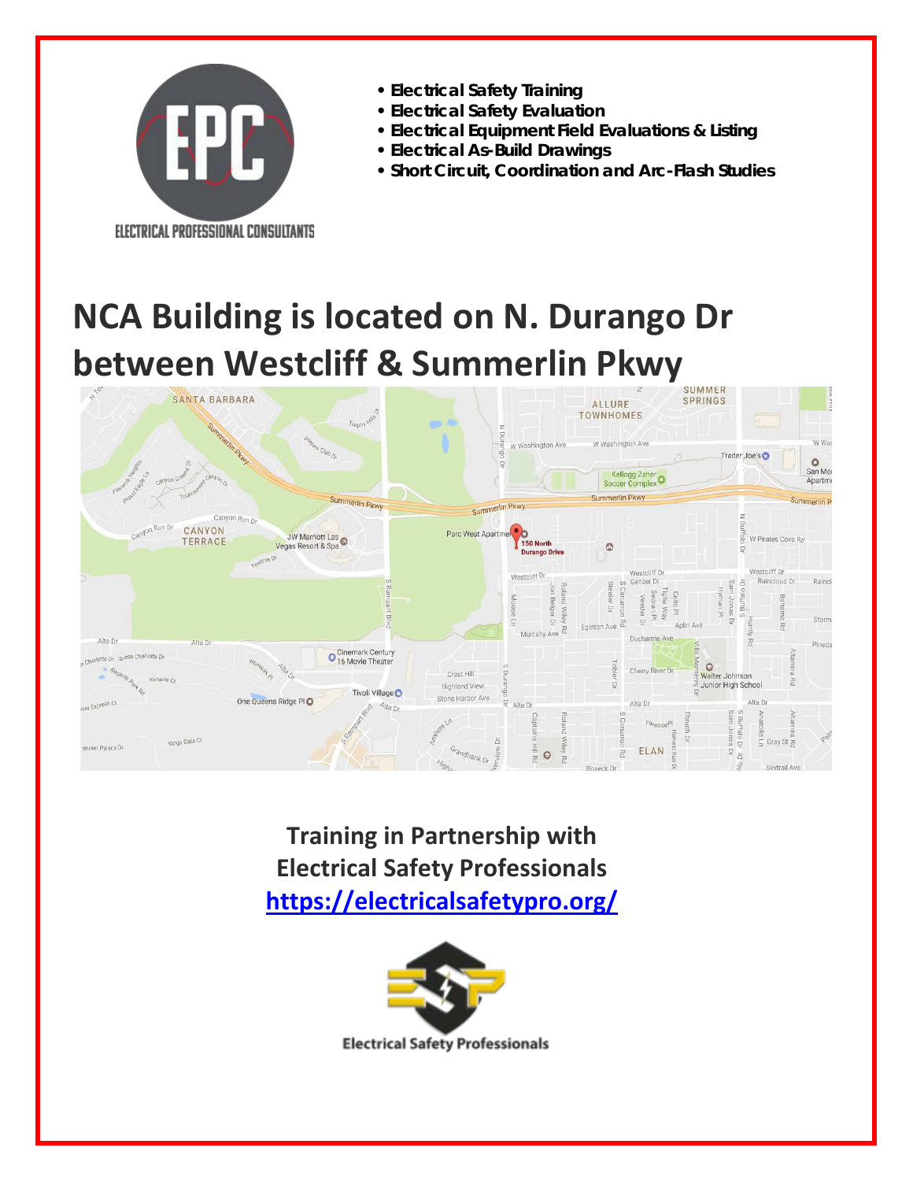ELECTRICAL PROFESSIONAL CONSULTANTS

- Electrical Safety Training
- Electrical Safety Evaluation
- Electrical Equipment Field Evaluations & Listing
- Electrical As-Build Drawings
- Short Circuit, Coordination and Arc-Flash Studies

# NCA Building is located on N. Durango Dr between Westcliff & Summerlin Pkwy

**Training in Partnership with**
**Electrical Safety Professionals**
**https://electricalsafetypro.org/**

Electrical Safety Professionals